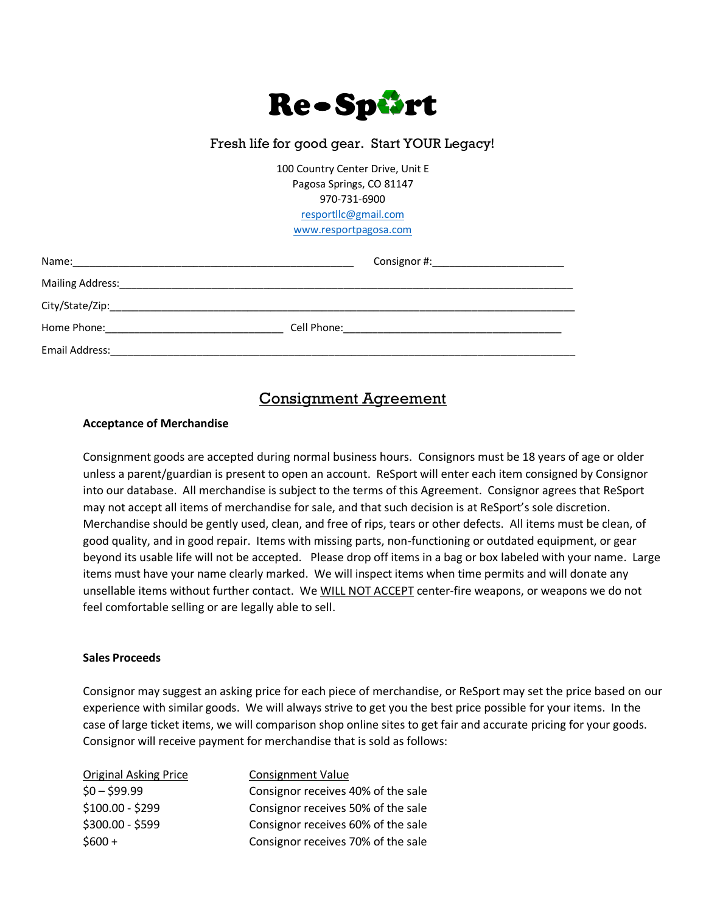# Re-Sport

Fresh life for good gear. Start YOUR Legacy!

100 Country Center Drive, Unit E
Pagosa Springs, CO 81147
970-731-6900
resportllc@gmail.com
www.resportpagosa.com

Name:__________________________________________________ Consignor #:________________________

Mailing Address:_________________________________________________________________________________

City/State/Zip:_________________________________________________________________________________

Home Phone:_______________________________ Cell Phone:_______________________________________

Email Address:___________________________________________________________________________________

## Consignment Agreement

**Acceptance of Merchandise**

Consignment goods are accepted during normal business hours. Consignors must be 18 years of age or older unless a parent/guardian is present to open an account. ReSport will enter each item consigned by Consignor into our database. All merchandise is subject to the terms of this Agreement. Consignor agrees that ReSport may not accept all items of merchandise for sale, and that such decision is at ReSport's sole discretion. Merchandise should be gently used, clean, and free of rips, tears or other defects. All items must be clean, of good quality, and in good repair. Items with missing parts, non-functioning or outdated equipment, or gear beyond its usable life will not be accepted. Please drop off items in a bag or box labeled with your name. Large items must have your name clearly marked. We will inspect items when time permits and will donate any unsellable items without further contact. We WILL NOT ACCEPT center-fire weapons, or weapons we do not feel comfortable selling or are legally able to sell.

**Sales Proceeds**

Consignor may suggest an asking price for each piece of merchandise, or ReSport may set the price based on our experience with similar goods. We will always strive to get you the best price possible for your items. In the case of large ticket items, we will comparison shop online sites to get fair and accurate pricing for your goods. Consignor will receive payment for merchandise that is sold as follows:

| Original Asking Price | Consignment Value |
| --- | --- |
| $0 – $99.99 | Consignor receives 40% of the sale |
| $100.00 - $299 | Consignor receives 50% of the sale |
| $300.00 - $599 | Consignor receives 60% of the sale |
| $600 + | Consignor receives 70% of the sale |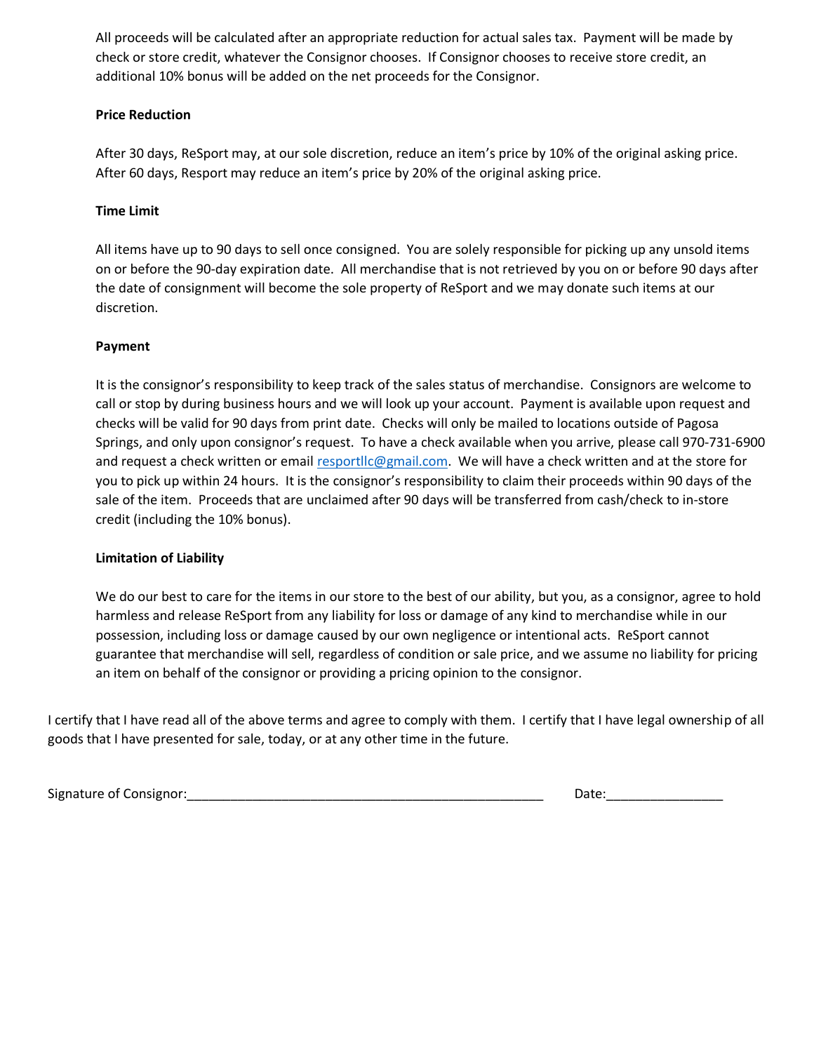All proceeds will be calculated after an appropriate reduction for actual sales tax. Payment will be made by check or store credit, whatever the Consignor chooses. If Consignor chooses to receive store credit, an additional 10% bonus will be added on the net proceeds for the Consignor.

**Price Reduction**

After 30 days, ReSport may, at our sole discretion, reduce an item's price by 10% of the original asking price. After 60 days, Resport may reduce an item's price by 20% of the original asking price.

**Time Limit**

All items have up to 90 days to sell once consigned. You are solely responsible for picking up any unsold items on or before the 90-day expiration date. All merchandise that is not retrieved by you on or before 90 days after the date of consignment will become the sole property of ReSport and we may donate such items at our discretion.

**Payment**

It is the consignor's responsibility to keep track of the sales status of merchandise. Consignors are welcome to call or stop by during business hours and we will look up your account. Payment is available upon request and checks will be valid for 90 days from print date. Checks will only be mailed to locations outside of Pagosa Springs, and only upon consignor's request. To have a check available when you arrive, please call 970-731-6900 and request a check written or email resportllc@gmail.com. We will have a check written and at the store for you to pick up within 24 hours. It is the consignor's responsibility to claim their proceeds within 90 days of the sale of the item. Proceeds that are unclaimed after 90 days will be transferred from cash/check to in-store credit (including the 10% bonus).

**Limitation of Liability**

We do our best to care for the items in our store to the best of our ability, but you, as a consignor, agree to hold harmless and release ReSport from any liability for loss or damage of any kind to merchandise while in our possession, including loss or damage caused by our own negligence or intentional acts. ReSport cannot guarantee that merchandise will sell, regardless of condition or sale price, and we assume no liability for pricing an item on behalf of the consignor or providing a pricing opinion to the consignor.

I certify that I have read all of the above terms and agree to comply with them. I certify that I have legal ownership of all goods that I have presented for sale, today, or at any other time in the future.

Signature of Consignor:___________________________________________________ Date:________________